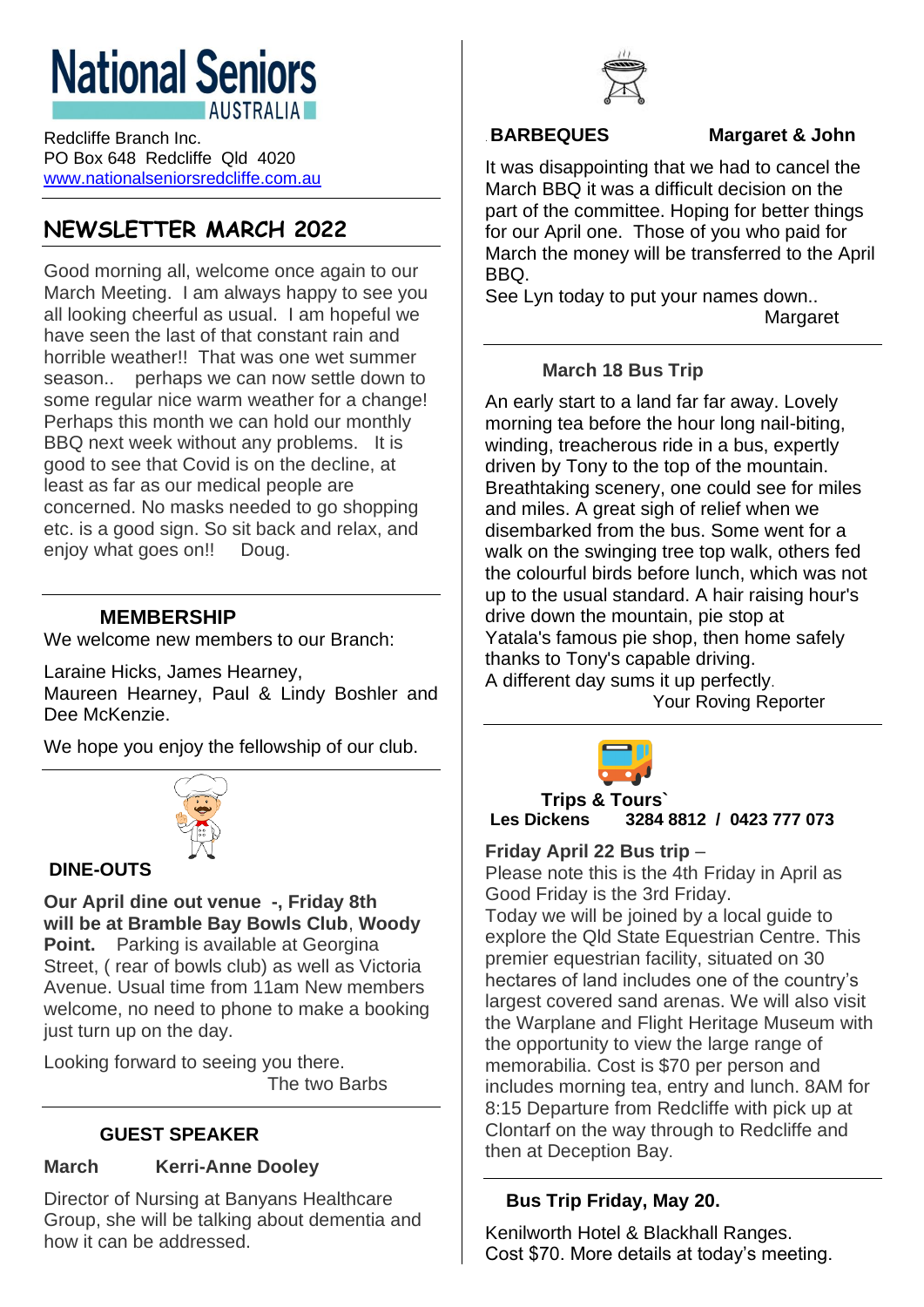# National Seniors AUSTRALIA

Redcliffe Branch Inc.
PO Box 648 Redcliffe Qld 4020
www.nationalseniorsredcliffe.com.au

## NEWSLETTER MARCH 2022

Good morning all, welcome once again to our March Meeting. I am always happy to see you all looking cheerful as usual. I am hopeful we have seen the last of that constant rain and horrible weather!! That was one wet summer season.. perhaps we can now settle down to some regular nice warm weather for a change! Perhaps this month we can hold our monthly BBQ next week without any problems. It is good to see that Covid is on the decline, at least as far as our medical people are concerned. No masks needed to go shopping etc. is a good sign. So sit back and relax, and enjoy what goes on!! Doug.

### MEMBERSHIP

We welcome new members to our Branch:

Laraine Hicks, James Hearney,
Maureen Hearney, Paul & Lindy Boshler and Dee McKenzie.

We hope you enjoy the fellowship of our club.

### DINE-OUTS

**Our April dine out venue -, Friday 8th will be at Bramble Bay Bowls Club**, **Woody Point.** Parking is available at Georgina Street, ( rear of bowls club) as well as Victoria Avenue. Usual time from 11am New members welcome, no need to phone to make a booking just turn up on the day.

Looking forward to seeing you there.
The two Barbs

### GUEST SPEAKER

**March Kerri-Anne Dooley**

Director of Nursing at Banyans Healthcare Group, she will be talking about dementia and how it can be addressed.

### BARBEQUES Margaret & John

It was disappointing that we had to cancel the March BBQ it was a difficult decision on the part of the committee. Hoping for better things for our April one. Those of you who paid for March the money will be transferred to the April BBQ.
See Lyn today to put your names down..
Margaret

### March 18 Bus Trip

An early start to a land far far away. Lovely morning tea before the hour long nail-biting, winding, treacherous ride in a bus, expertly driven by Tony to the top of the mountain. Breathtaking scenery, one could see for miles and miles. A great sigh of relief when we disembarked from the bus. Some went for a walk on the swinging tree top walk, others fed the colourful birds before lunch, which was not up to the usual standard. A hair raising hour's drive down the mountain, pie stop at Yatala's famous pie shop, then home safely thanks to Tony's capable driving.
A different day sums it up perfectly.
Your Roving Reporter

### Trips & Tours`

**Les Dickens 3284 8812 / 0423 777 073**

**Friday April 22 Bus trip** –
Please note this is the 4th Friday in April as Good Friday is the 3rd Friday.
Today we will be joined by a local guide to explore the Qld State Equestrian Centre. This premier equestrian facility, situated on 30 hectares of land includes one of the country's largest covered sand arenas. We will also visit the Warplane and Flight Heritage Museum with the opportunity to view the large range of memorabilia. Cost is $70 per person and includes morning tea, entry and lunch. 8AM for 8:15 Departure from Redcliffe with pick up at Clontarf on the way through to Redcliffe and then at Deception Bay.

### Bus Trip Friday, May 20.

Kenilworth Hotel & Blackhall Ranges.
Cost $70. More details at today's meeting.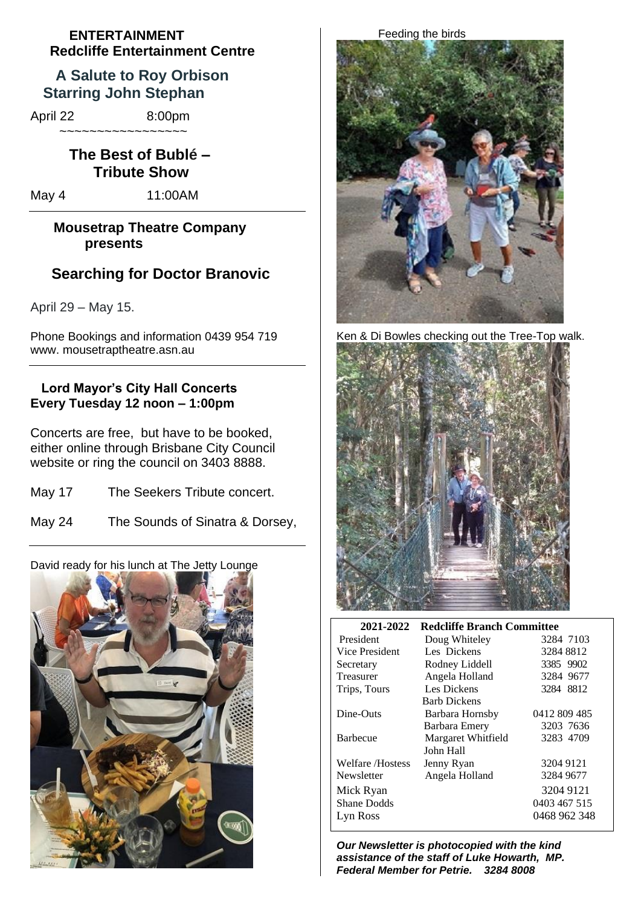## ENTERTAINMENT
### Redcliffe Entertainment Centre

### A Salute to Roy Orbison
### Starring John Stephan

April 22 8:00pm

~~~~~~~~~~~~~~~~~~

### The Best of Bublé – Tribute Show

May 4 11:00AM

---

### Mousetrap Theatre Company presents

### Searching for Doctor Branovic

April 29 – May 15.

Phone Bookings and information 0439 954 719
www. mousetraptheatre.asn.au

---

### Lord Mayor's City Hall Concerts
**Every Tuesday 12 noon – 1:00pm**

Concerts are free, but have to be booked, either online through Brisbane City Council website or ring the council on 3403 8888.

May 17 The Seekers Tribute concert.

May 24 The Sounds of Sinatra & Dorsey,

---

David ready for his lunch at The Jetty Lounge

Feeding the birds

Ken & Di Bowles checking out the Tree-Top walk.

| 2021-2022 | Redcliffe Branch Committee | |
|---|---|---|
| President | Doug Whiteley | 3284 7103 |
| Vice President | Les Dickens | 3284 8812 |
| Secretary | Rodney Liddell | 3385 9902 |
| Treasurer | Angela Holland | 3284 9677 |
| Trips, Tours | Les Dickens | 3284 8812 |
| | Barb Dickens | |
| Dine-Outs | Barbara Hornsby | 0412 809 485 |
| | Barbara Emery | 3203 7636 |
| Barbecue | Margaret Whitfield | 3283 4709 |
| | John Hall | |
| Welfare /Hostess | Jenny Ryan | 3204 9121 |
| Newsletter | Angela Holland | 3284 9677 |
| Mick Ryan | | 3204 9121 |
| Shane Dodds | | 0403 467 515 |
| Lyn Ross | | 0468 962 348 |

***Our Newsletter is photocopied with the kind assistance of the staff of Luke Howarth, MP. Federal Member for Petrie. 3284 8008***